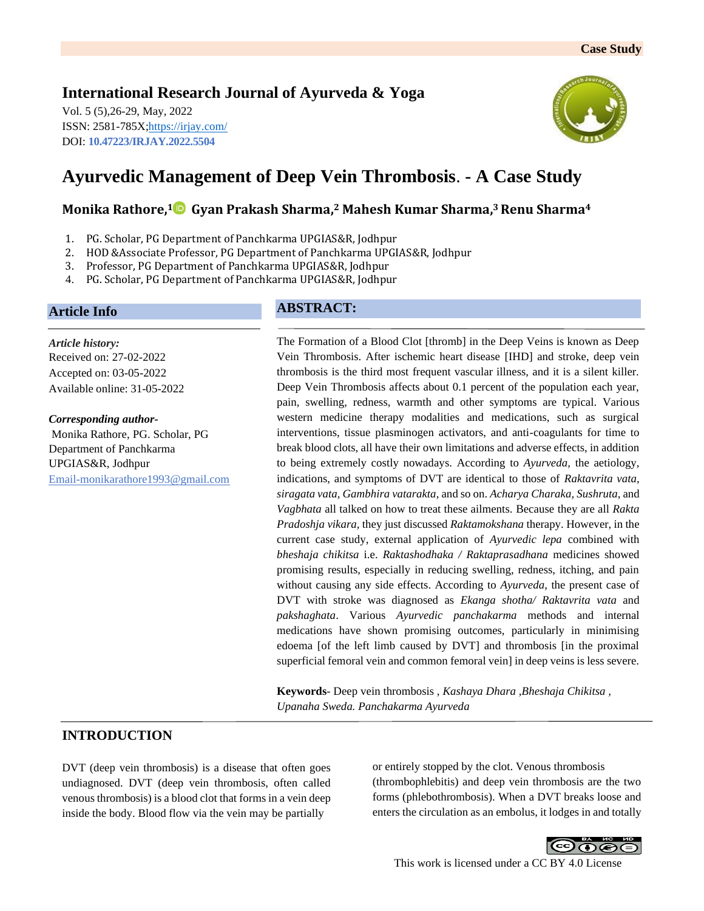Case Study

**International Research Journal of Ayurveda & Yoga**

Vol. 5 (5),26-29, May, 2022
ISSN: 2581-785X;https://irjay.com/
DOI: **10.47223/IRJAY.2022.5504**

# Ayurvedic Management of Deep Vein Thrombosis. - A Case Study

**Monika Rathore,[1] Gyan Prakash Sharma,[2] Mahesh Kumar Sharma,[3] Renu Sharma[4]**

1. PG. Scholar, PG Department of Panchkarma UPGIAS&R, Jodhpur
2. HOD &Associate Professor, PG Department of Panchkarma UPGIAS&R, Jodhpur
3. Professor, PG Department of Panchkarma UPGIAS&R, Jodhpur
4. PG. Scholar, PG Department of Panchkarma UPGIAS&R, Jodhpur

## Article Info

***Article history:***
Received on: 27-02-2022
Accepted on: 03-05-2022
Available online: 31-05-2022

***Corresponding author-***
Monika Rathore, PG. Scholar, PG Department of Panchkarma UPGIAS&R, Jodhpur
Email-monikarathore1993@gmail.com

## ABSTRACT:

The Formation of a Blood Clot [thromb] in the Deep Veins is known as Deep Vein Thrombosis. After ischemic heart disease [IHD] and stroke, deep vein thrombosis is the third most frequent vascular illness, and it is a silent killer. Deep Vein Thrombosis affects about 0.1 percent of the population each year, pain, swelling, redness, warmth and other symptoms are typical. Various western medicine therapy modalities and medications, such as surgical interventions, tissue plasminogen activators, and anti-coagulants for time to break blood clots, all have their own limitations and adverse effects, in addition to being extremely costly nowadays. According to *Ayurveda,* the aetiology, indications, and symptoms of DVT are identical to those of *Raktavrita vata, siragata vata, Gambhira vatarakta*, and so on. *Acharya Charaka, Sushruta*, and *Vagbhata* all talked on how to treat these ailments. Because they are all *Rakta Pradoshja vikara*, they just discussed *Raktamokshana* therapy. However, in the current case study, external application of *Ayurvedic lepa* combined with *bheshaja chikitsa* i.e. *Raktashodhaka / Raktaprasadhana* medicines showed promising results, especially in reducing swelling, redness, itching, and pain without causing any side effects. According to *Ayurveda*, the present case of DVT with stroke was diagnosed as *Ekanga shotha/ Raktavrita vata* and *pakshaghata*. Various *Ayurvedic panchakarma* methods and internal medications have shown promising outcomes, particularly in minimising edoema [of the left limb caused by DVT] and thrombosis [in the proximal superficial femoral vein and common femoral vein] in deep veins is less severe.

**Keywords**- Deep vein thrombosis , *Kashaya Dhara ,Bheshaja Chikitsa , Upanaha Sweda. Panchakarma Ayurveda*

## INTRODUCTION

DVT (deep vein thrombosis) is a disease that often goes undiagnosed. DVT (deep vein thrombosis, often called venous thrombosis) is a blood clot that forms in a vein deep inside the body. Blood flow via the vein may be partially or entirely stopped by the clot. Venous thrombosis (thrombophlebitis) and deep vein thrombosis are the two forms (phlebothrombosis). When a DVT breaks loose and enters the circulation as an embolus, it lodges in and totally

This work is licensed under a CC BY 4.0 License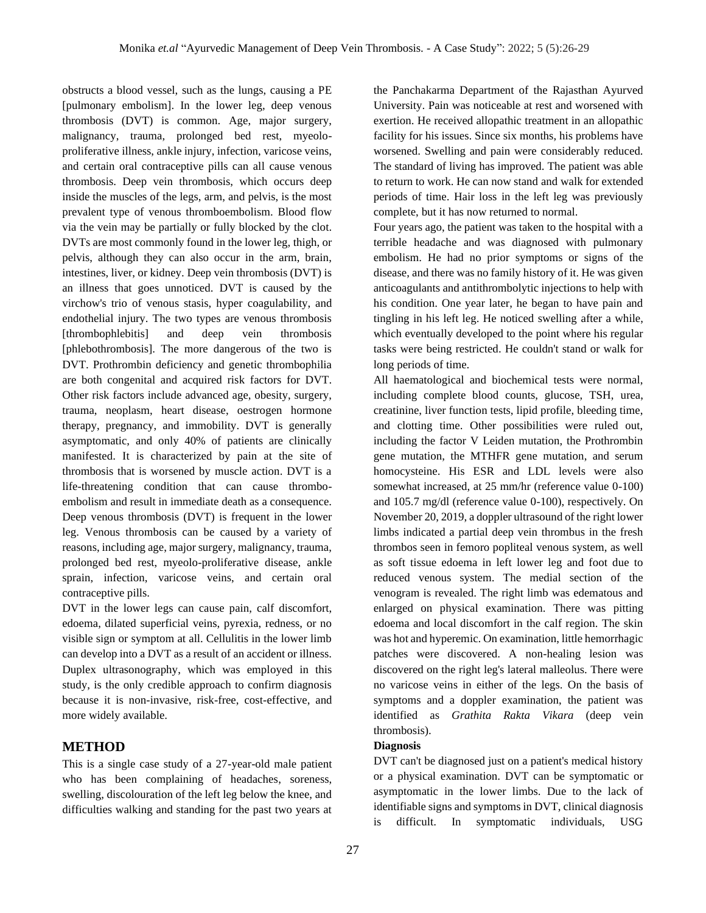obstructs a blood vessel, such as the lungs, causing a PE [pulmonary embolism]. In the lower leg, deep venous thrombosis (DVT) is common. Age, major surgery, malignancy, trauma, prolonged bed rest, myeolo-proliferative illness, ankle injury, infection, varicose veins, and certain oral contraceptive pills can all cause venous thrombosis. Deep vein thrombosis, which occurs deep inside the muscles of the legs, arm, and pelvis, is the most prevalent type of venous thromboembolism. Blood flow via the vein may be partially or fully blocked by the clot. DVTs are most commonly found in the lower leg, thigh, or pelvis, although they can also occur in the arm, brain, intestines, liver, or kidney. Deep vein thrombosis (DVT) is an illness that goes unnoticed. DVT is caused by the virchow's trio of venous stasis, hyper coagulability, and endothelial injury. The two types are venous thrombosis [thrombophlebitis] and deep vein thrombosis [phlebothrombosis]. The more dangerous of the two is DVT. Prothrombin deficiency and genetic thrombophilia are both congenital and acquired risk factors for DVT. Other risk factors include advanced age, obesity, surgery, trauma, neoplasm, heart disease, oestrogen hormone therapy, pregnancy, and immobility. DVT is generally asymptomatic, and only 40% of patients are clinically manifested. It is characterized by pain at the site of thrombosis that is worsened by muscle action. DVT is a life-threatening condition that can cause thrombo-embolism and result in immediate death as a consequence. Deep venous thrombosis (DVT) is frequent in the lower leg. Venous thrombosis can be caused by a variety of reasons, including age, major surgery, malignancy, trauma, prolonged bed rest, myeolo-proliferative disease, ankle sprain, infection, varicose veins, and certain oral contraceptive pills.

DVT in the lower legs can cause pain, calf discomfort, edoema, dilated superficial veins, pyrexia, redness, or no visible sign or symptom at all. Cellulitis in the lower limb can develop into a DVT as a result of an accident or illness. Duplex ultrasonography, which was employed in this study, is the only credible approach to confirm diagnosis because it is non-invasive, risk-free, cost-effective, and more widely available.

## METHOD

This is a single case study of a 27-year-old male patient who has been complaining of headaches, soreness, swelling, discolouration of the left leg below the knee, and difficulties walking and standing for the past two years at the Panchakarma Department of the Rajasthan Ayurved University. Pain was noticeable at rest and worsened with exertion. He received allopathic treatment in an allopathic facility for his issues. Since six months, his problems have worsened. Swelling and pain were considerably reduced. The standard of living has improved. The patient was able to return to work. He can now stand and walk for extended periods of time. Hair loss in the left leg was previously complete, but it has now returned to normal.

Four years ago, the patient was taken to the hospital with a terrible headache and was diagnosed with pulmonary embolism. He had no prior symptoms or signs of the disease, and there was no family history of it. He was given anticoagulants and antithrombolytic injections to help with his condition. One year later, he began to have pain and tingling in his left leg. He noticed swelling after a while, which eventually developed to the point where his regular tasks were being restricted. He couldn't stand or walk for long periods of time.

All haematological and biochemical tests were normal, including complete blood counts, glucose, TSH, urea, creatinine, liver function tests, lipid profile, bleeding time, and clotting time. Other possibilities were ruled out, including the factor V Leiden mutation, the Prothrombin gene mutation, the MTHFR gene mutation, and serum homocysteine. His ESR and LDL levels were also somewhat increased, at 25 mm/hr (reference value 0-100) and 105.7 mg/dl (reference value 0-100), respectively. On November 20, 2019, a doppler ultrasound of the right lower limbs indicated a partial deep vein thrombus in the fresh thrombos seen in femoro popliteal venous system, as well as soft tissue edoema in left lower leg and foot due to reduced venous system. The medial section of the venogram is revealed. The right limb was edematous and enlarged on physical examination. There was pitting edoema and local discomfort in the calf region. The skin was hot and hyperemic. On examination, little hemorrhagic patches were discovered. A non-healing lesion was discovered on the right leg's lateral malleolus. There were no varicose veins in either of the legs. On the basis of symptoms and a doppler examination, the patient was identified as *Grathita Rakta Vikara* (deep vein thrombosis).

**Diagnosis**

DVT can't be diagnosed just on a patient's medical history or a physical examination. DVT can be symptomatic or asymptomatic in the lower limbs. Due to the lack of identifiable signs and symptoms in DVT, clinical diagnosis is difficult. In symptomatic individuals, USG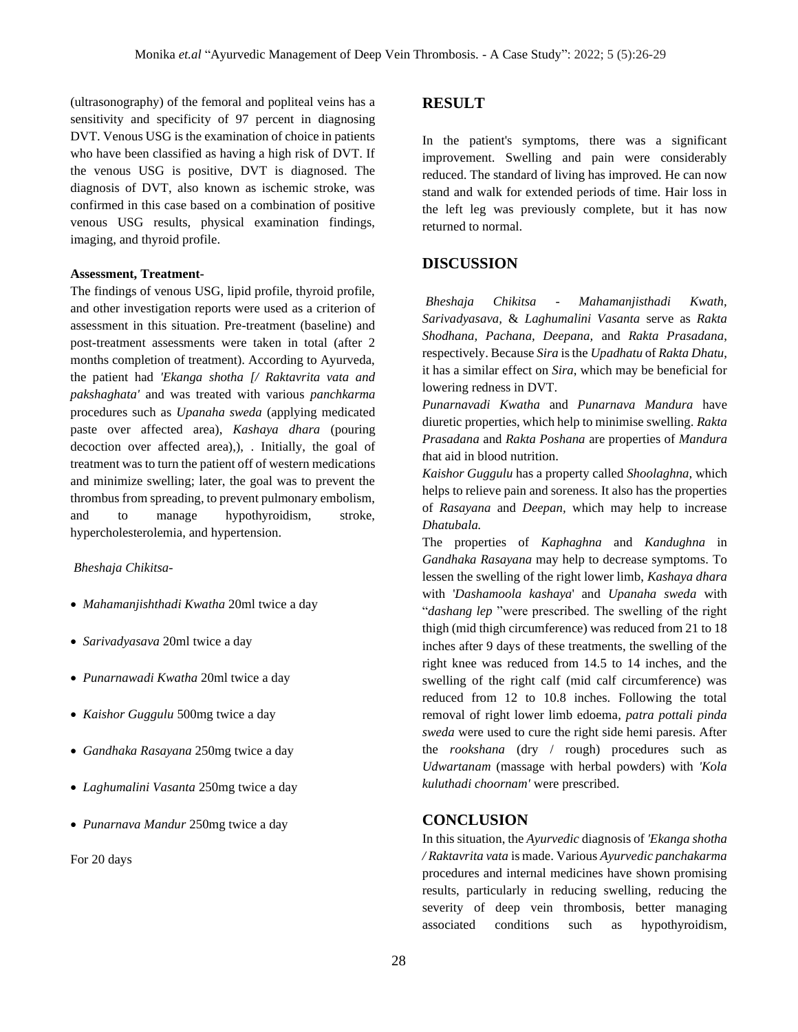(ultrasonography) of the femoral and popliteal veins has a sensitivity and specificity of 97 percent in diagnosing DVT. Venous USG is the examination of choice in patients who have been classified as having a high risk of DVT. If the venous USG is positive, DVT is diagnosed. The diagnosis of DVT, also known as ischemic stroke, was confirmed in this case based on a combination of positive venous USG results, physical examination findings, imaging, and thyroid profile.

**Assessment, Treatment-**

The findings of venous USG, lipid profile, thyroid profile, and other investigation reports were used as a criterion of assessment in this situation. Pre-treatment (baseline) and post-treatment assessments were taken in total (after 2 months completion of treatment). According to Ayurveda, the patient had *'Ekanga shotha [/ Raktavrita vata and pakshaghata'* and was treated with various *panchkarma* procedures such as *Upanaha sweda* (applying medicated paste over affected area), *Kashaya dhara* (pouring decoction over affected area),), . Initially, the goal of treatment was to turn the patient off of western medications and minimize swelling; later, the goal was to prevent the thrombus from spreading, to prevent pulmonary embolism, and to manage hypothyroidism, stroke, hypercholesterolemia, and hypertension.

*Bheshaja Chikitsa-*

- *Mahamanjishthadi Kwatha* 20ml twice a day
- *Sarivadyasava* 20ml twice a day
- *Punarnawadi Kwatha* 20ml twice a day
- *Kaishor Guggulu* 500mg twice a day
- *Gandhaka Rasayana* 250mg twice a day
- *Laghumalini Vasanta* 250mg twice a day
- *Punarnava Mandur* 250mg twice a day

For 20 days

## RESULT

In the patient's symptoms, there was a significant improvement. Swelling and pain were considerably reduced. The standard of living has improved. He can now stand and walk for extended periods of time. Hair loss in the left leg was previously complete, but it has now returned to normal.

## DISCUSSION

*Bheshaja Chikitsa - Mahamanjisthadi Kwath, Sarivadyasava,* & *Laghumalini Vasanta* serve as *Rakta Shodhana, Pachana, Deepana,* and *Rakta Prasadana*, respectively. Because *Sira* is the *Upadhatu* of *Rakta Dhatu*, it has a similar effect on *Sira*, which may be beneficial for lowering redness in DVT.

*Punarnavadi Kwatha* and *Punarnava Mandura* have diuretic properties, which help to minimise swelling. *Rakta Prasadana* and *Rakta Poshana* are properties of *Mandura t*hat aid in blood nutrition.

*Kaishor Guggulu* has a property called *Shoolaghna,* which helps to relieve pain and soreness. It also has the properties of *Rasayana* and *Deepan,* which may help to increase *Dhatubala.*

The properties of *Kaphaghna* and *Kandughna* in *Gandhaka Rasayana* may help to decrease symptoms. To lessen the swelling of the right lower limb, *Kashaya dhara* with '*Dashamoola kashaya*' and *Upanaha sweda* with "*dashang lep* "were prescribed. The swelling of the right thigh (mid thigh circumference) was reduced from 21 to 18 inches after 9 days of these treatments, the swelling of the right knee was reduced from 14.5 to 14 inches, and the swelling of the right calf (mid calf circumference) was reduced from 12 to 10.8 inches. Following the total removal of right lower limb edoema*, patra pottali pinda sweda* were used to cure the right side hemi paresis. After the *rookshana* (dry / rough) procedures such as *Udwartanam* (massage with herbal powders) with *'Kola kuluthadi choornam'* were prescribed.

## CONCLUSION

In this situation, the *Ayurvedic* diagnosis of *'Ekanga shotha / Raktavrita vata* is made. Various *Ayurvedic panchakarma* procedures and internal medicines have shown promising results, particularly in reducing swelling, reducing the severity of deep vein thrombosis, better managing associated conditions such as hypothyroidism,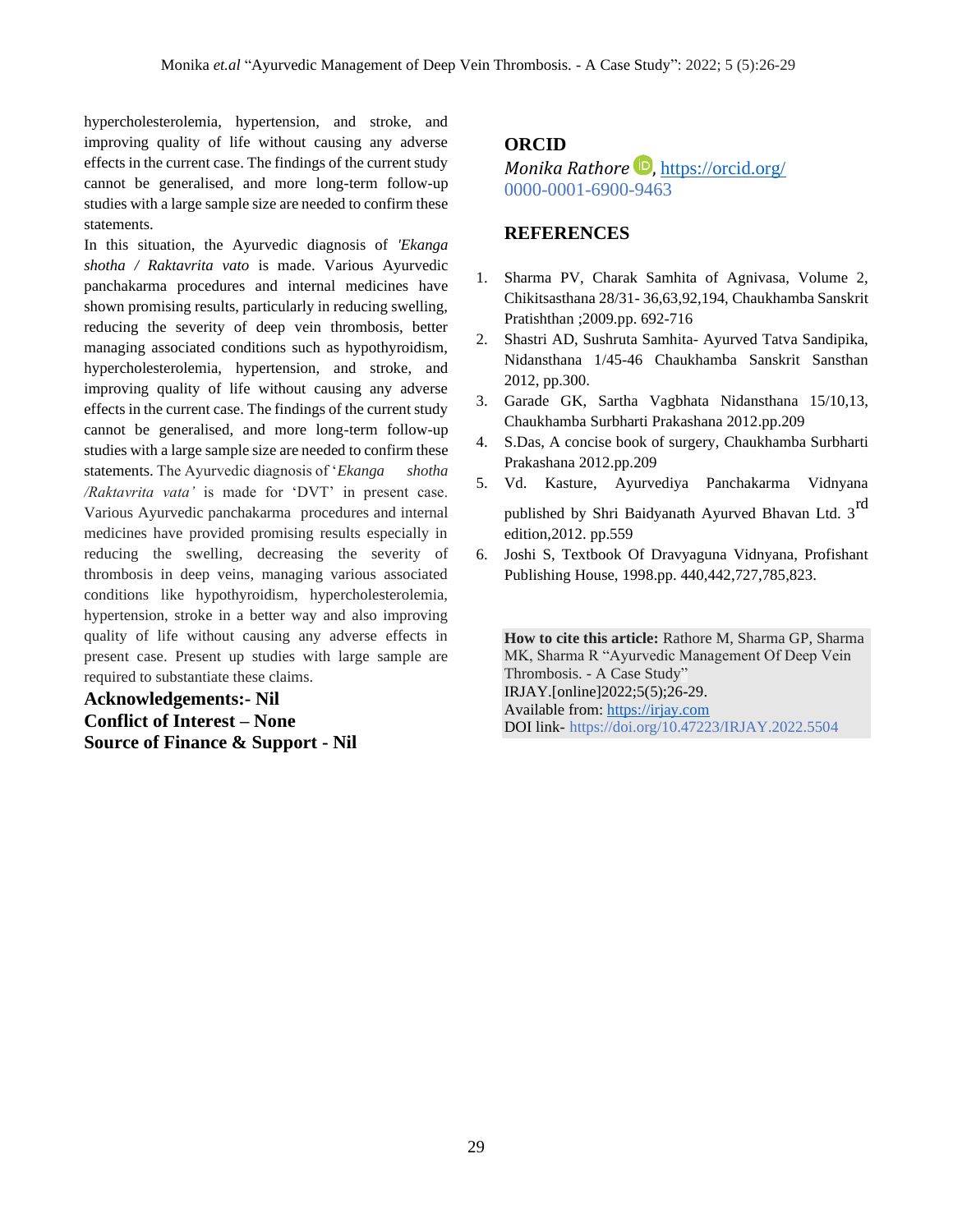hypercholesterolemia, hypertension, and stroke, and improving quality of life without causing any adverse effects in the current case. The findings of the current study cannot be generalised, and more long-term follow-up studies with a large sample size are needed to confirm these statements.

In this situation, the Ayurvedic diagnosis of *'Ekanga shotha / Raktavrita vato* is made. Various Ayurvedic panchakarma procedures and internal medicines have shown promising results, particularly in reducing swelling, reducing the severity of deep vein thrombosis, better managing associated conditions such as hypothyroidism, hypercholesterolemia, hypertension, and stroke, and improving quality of life without causing any adverse effects in the current case. The findings of the current study cannot be generalised, and more long-term follow-up studies with a large sample size are needed to confirm these statements. The Ayurvedic diagnosis of '*Ekanga shotha /Raktavrita vata'* is made for 'DVT' in present case. Various Ayurvedic panchakarma procedures and internal medicines have provided promising results especially in reducing the swelling, decreasing the severity of thrombosis in deep veins, managing various associated conditions like hypothyroidism, hypercholesterolemia, hypertension, stroke in a better way and also improving quality of life without causing any adverse effects in present case. Present up studies with large sample are required to substantiate these claims.

**Acknowledgements:- Nil**

**Conflict of Interest – None**

**Source of Finance & Support - Nil**

## ORCID

*Monika Rathore*, https://orcid.org/0000-0001-6900-9463

## REFERENCES

1. Sharma PV, Charak Samhita of Agnivasa, Volume 2, Chikitsasthana 28/31- 36,63,92,194, Chaukhamba Sanskrit Pratishthan ;2009.pp. 692-716
2. Shastri AD, Sushruta Samhita- Ayurved Tatva Sandipika, Nidansthana 1/45-46 Chaukhamba Sanskrit Sansthan 2012, pp.300.
3. Garade GK, Sartha Vagbhata Nidansthana 15/10,13, Chaukhamba Surbharti Prakashana 2012.pp.209
4. S.Das, A concise book of surgery, Chaukhamba Surbharti Prakashana 2012.pp.209
5. Vd. Kasture, Ayurvediya Panchakarma Vidnyana published by Shri Baidyanath Ayurved Bhavan Ltd. 3rd edition,2012. pp.559
6. Joshi S, Textbook Of Dravyaguna Vidnyana, Profishant Publishing House, 1998.pp. 440,442,727,785,823.

**How to cite this article:** Rathore M, Sharma GP, Sharma MK, Sharma R "Ayurvedic Management Of Deep Vein Thrombosis. - A Case Study"
IRJAY.[online]2022;5(5);26-29.
Available from: https://irjay.com
DOI link- https://doi.org/10.47223/IRJAY.2022.5504